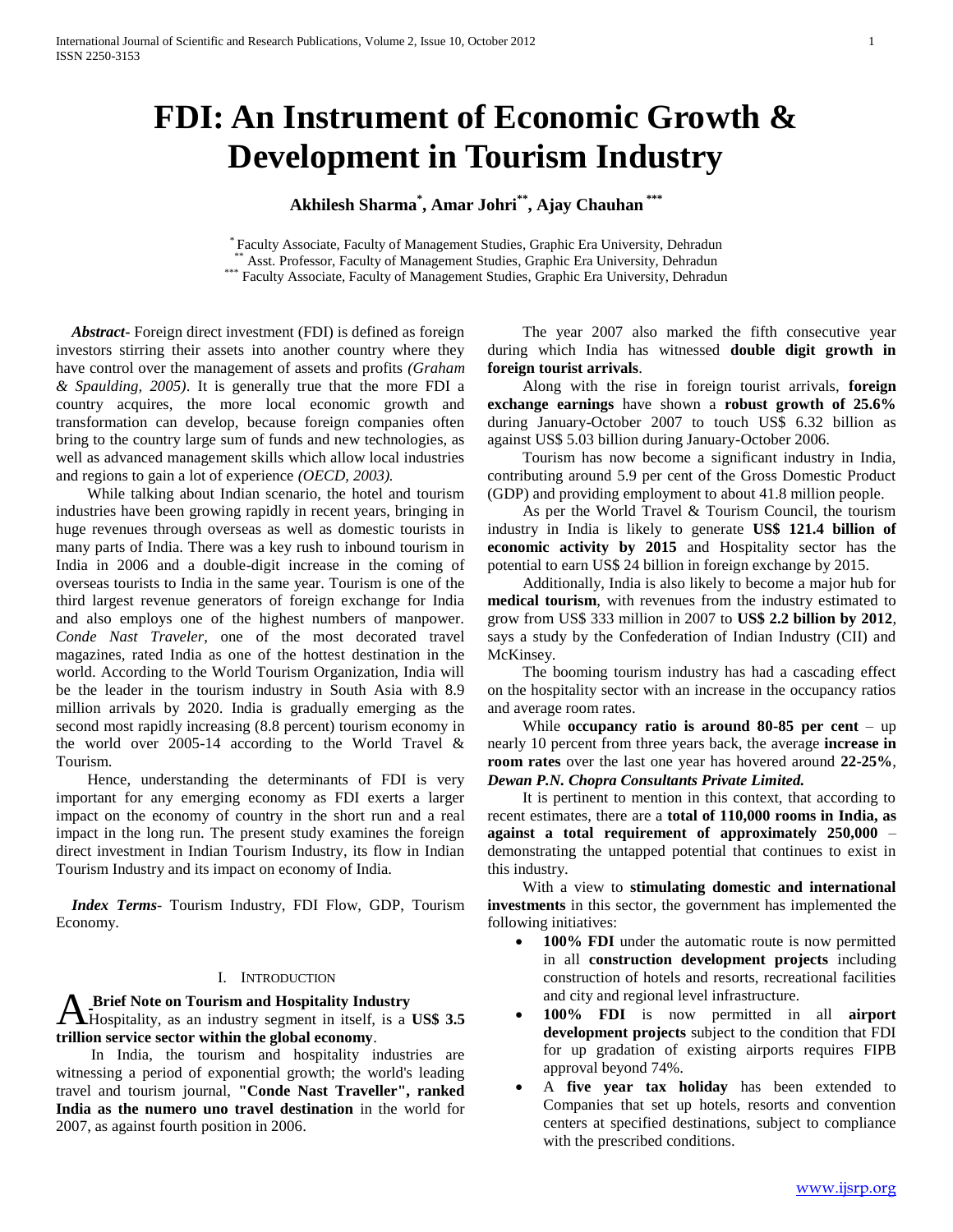# FDI: An Instrument of Economic Growth & Development in Tourism Industry

**Akhilesh Sharma[*], Amar Johri[**], Ajay Chauhan[***]**

[*] Faculty Associate, Faculty of Management Studies, Graphic Era University, Dehradun
[**] Asst. Professor, Faculty of Management Studies, Graphic Era University, Dehradun
[***] Faculty Associate, Faculty of Management Studies, Graphic Era University, Dehradun

***Abstract***- Foreign direct investment (FDI) is defined as foreign investors stirring their assets into another country where they have control over the management of assets and profits *(Graham & Spaulding, 2005)*. It is generally true that the more FDI a country acquires, the more local economic growth and transformation can develop, because foreign companies often bring to the country large sum of funds and new technologies, as well as advanced management skills which allow local industries and regions to gain a lot of experience *(OECD, 2003).*

While talking about Indian scenario, the hotel and tourism industries have been growing rapidly in recent years, bringing in huge revenues through overseas as well as domestic tourists in many parts of India. There was a key rush to inbound tourism in India in 2006 and a double-digit increase in the coming of overseas tourists to India in the same year. Tourism is one of the third largest revenue generators of foreign exchange for India and also employs one of the highest numbers of manpower. *Conde Nast Traveler*, one of the most decorated travel magazines, rated India as one of the hottest destination in the world. According to the World Tourism Organization, India will be the leader in the tourism industry in South Asia with 8.9 million arrivals by 2020. India is gradually emerging as the second most rapidly increasing (8.8 percent) tourism economy in the world over 2005-14 according to the World Travel & Tourism.

Hence, understanding the determinants of FDI is very important for any emerging economy as FDI exerts a larger impact on the economy of country in the short run and a real impact in the long run. The present study examines the foreign direct investment in Indian Tourism Industry, its flow in Indian Tourism Industry and its impact on economy of India.

***Index Terms***- Tourism Industry, FDI Flow, GDP, Tourism Economy.

## I. Introduction

### A. Brief Note on Tourism and Hospitality Industry

Hospitality, as an industry segment in itself, is a **US$ 3.5 trillion service sector within the global economy**.

In India, the tourism and hospitality industries are witnessing a period of exponential growth; the world's leading travel and tourism journal, **"Conde Nast Traveller", ranked India as the numero uno travel destination** in the world for 2007, as against fourth position in 2006.

The year 2007 also marked the fifth consecutive year during which India has witnessed **double digit growth in foreign tourist arrivals**.

Along with the rise in foreign tourist arrivals, **foreign exchange earnings** have shown a **robust growth of 25.6%** during January-October 2007 to touch US$ 6.32 billion as against US$ 5.03 billion during January-October 2006.

Tourism has now become a significant industry in India, contributing around 5.9 per cent of the Gross Domestic Product (GDP) and providing employment to about 41.8 million people.

As per the World Travel & Tourism Council, the tourism industry in India is likely to generate **US$ 121.4 billion of economic activity by 2015** and Hospitality sector has the potential to earn US$ 24 billion in foreign exchange by 2015.

Additionally, India is also likely to become a major hub for **medical tourism**, with revenues from the industry estimated to grow from US$ 333 million in 2007 to **US$ 2.2 billion by 2012**, says a study by the Confederation of Indian Industry (CII) and McKinsey.

The booming tourism industry has had a cascading effect on the hospitality sector with an increase in the occupancy ratios and average room rates.

While **occupancy ratio is around 80-85 per cent** – up nearly 10 percent from three years back, the average **increase in room rates** over the last one year has hovered around **22-25%**, ***Dewan P.N. Chopra Consultants Private Limited.***

It is pertinent to mention in this context, that according to recent estimates, there are a **total of 110,000 rooms in India, as against a total requirement of approximately 250,000** – demonstrating the untapped potential that continues to exist in this industry.

With a view to **stimulating domestic and international investments** in this sector, the government has implemented the following initiatives:

- **100% FDI** under the automatic route is now permitted in all **construction development projects** including construction of hotels and resorts, recreational facilities and city and regional level infrastructure.
- **100% FDI** is now permitted in all **airport development projects** subject to the condition that FDI for up gradation of existing airports requires FIPB approval beyond 74%.
- A **five year tax holiday** has been extended to Companies that set up hotels, resorts and convention centers at specified destinations, subject to compliance with the prescribed conditions.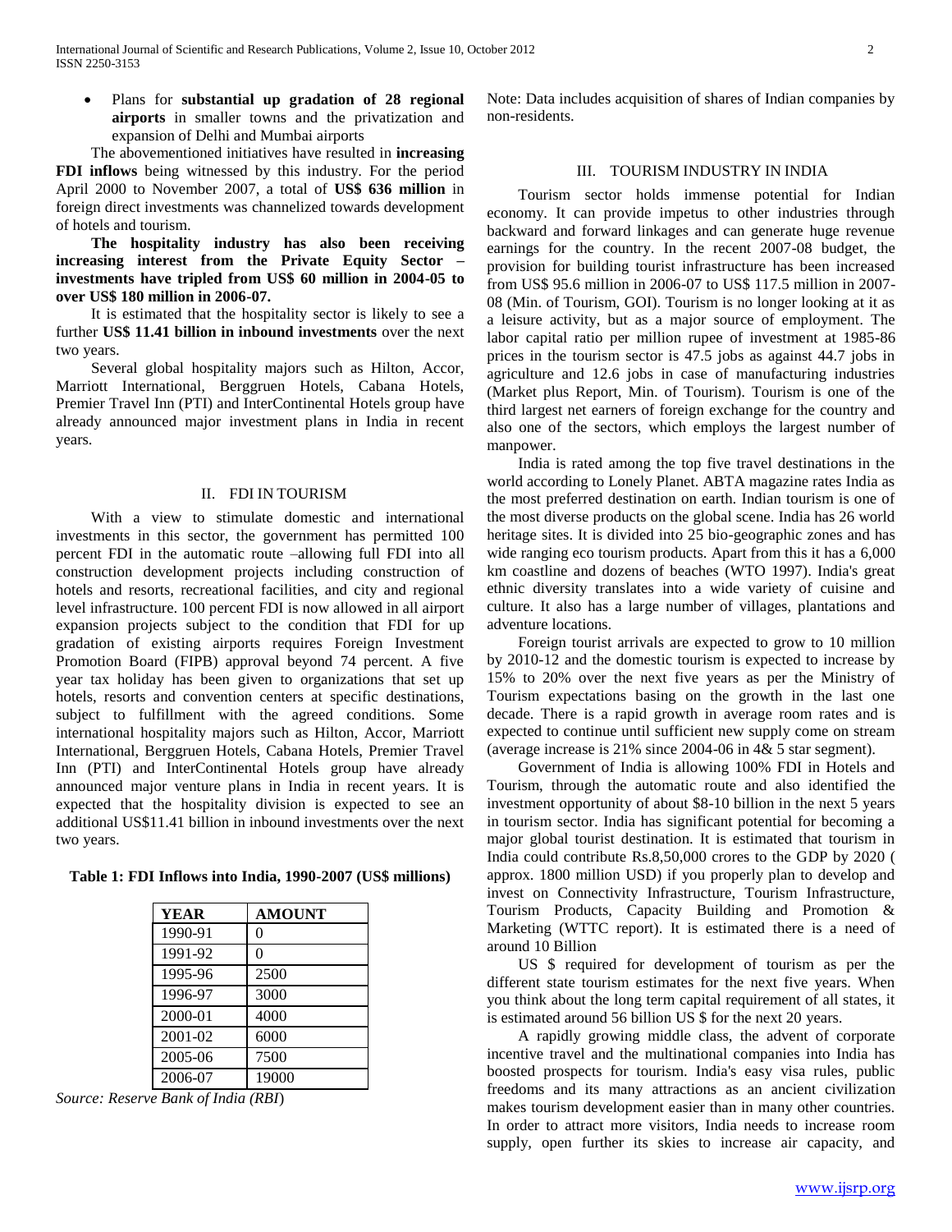- Plans for **substantial up gradation of 28 regional airports** in smaller towns and the privatization and expansion of Delhi and Mumbai airports

The abovementioned initiatives have resulted in **increasing FDI inflows** being witnessed by this industry. For the period April 2000 to November 2007, a total of **US$ 636 million** in foreign direct investments was channelized towards development of hotels and tourism.

**The hospitality industry has also been receiving increasing interest from the Private Equity Sector – investments have tripled from US$ 60 million in 2004-05 to over US$ 180 million in 2006-07.**

It is estimated that the hospitality sector is likely to see a further **US$ 11.41 billion in inbound investments** over the next two years.

Several global hospitality majors such as Hilton, Accor, Marriott International, Berggruen Hotels, Cabana Hotels, Premier Travel Inn (PTI) and InterContinental Hotels group have already announced major investment plans in India in recent years.

## II. FDI IN TOURISM

With a view to stimulate domestic and international investments in this sector, the government has permitted 100 percent FDI in the automatic route –allowing full FDI into all construction development projects including construction of hotels and resorts, recreational facilities, and city and regional level infrastructure. 100 percent FDI is now allowed in all airport expansion projects subject to the condition that FDI for up gradation of existing airports requires Foreign Investment Promotion Board (FIPB) approval beyond 74 percent. A five year tax holiday has been given to organizations that set up hotels, resorts and convention centers at specific destinations, subject to fulfillment with the agreed conditions. Some international hospitality majors such as Hilton, Accor, Marriott International, Berggruen Hotels, Cabana Hotels, Premier Travel Inn (PTI) and InterContinental Hotels group have already announced major venture plans in India in recent years. It is expected that the hospitality division is expected to see an additional US$11.41 billion in inbound investments over the next two years.

**Table 1: FDI Inflows into India, 1990-2007 (US$ millions)**

| YEAR | AMOUNT |
|---|---|
| 1990-91 | 0 |
| 1991-92 | 0 |
| 1995-96 | 2500 |
| 1996-97 | 3000 |
| 2000-01 | 4000 |
| 2001-02 | 6000 |
| 2005-06 | 7500 |
| 2006-07 | 19000 |

*Source: Reserve Bank of India (RBI)*

Note: Data includes acquisition of shares of Indian companies by non-residents.

## III. TOURISM INDUSTRY IN INDIA

Tourism sector holds immense potential for Indian economy. It can provide impetus to other industries through backward and forward linkages and can generate huge revenue earnings for the country. In the recent 2007-08 budget, the provision for building tourist infrastructure has been increased from US$ 95.6 million in 2006-07 to US$ 117.5 million in 2007-08 (Min. of Tourism, GOI). Tourism is no longer looking at it as a leisure activity, but as a major source of employment. The labor capital ratio per million rupee of investment at 1985-86 prices in the tourism sector is 47.5 jobs as against 44.7 jobs in agriculture and 12.6 jobs in case of manufacturing industries (Market plus Report, Min. of Tourism). Tourism is one of the third largest net earners of foreign exchange for the country and also one of the sectors, which employs the largest number of manpower.

India is rated among the top five travel destinations in the world according to Lonely Planet. ABTA magazine rates India as the most preferred destination on earth. Indian tourism is one of the most diverse products on the global scene. India has 26 world heritage sites. It is divided into 25 bio-geographic zones and has wide ranging eco tourism products. Apart from this it has a 6,000 km coastline and dozens of beaches (WTO 1997). India's great ethnic diversity translates into a wide variety of cuisine and culture. It also has a large number of villages, plantations and adventure locations.

Foreign tourist arrivals are expected to grow to 10 million by 2010-12 and the domestic tourism is expected to increase by 15% to 20% over the next five years as per the Ministry of Tourism expectations basing on the growth in the last one decade. There is a rapid growth in average room rates and is expected to continue until sufficient new supply come on stream (average increase is 21% since 2004-06 in 4& 5 star segment).

Government of India is allowing 100% FDI in Hotels and Tourism, through the automatic route and also identified the investment opportunity of about $8-10 billion in the next 5 years in tourism sector. India has significant potential for becoming a major global tourist destination. It is estimated that tourism in India could contribute Rs.8,50,000 crores to the GDP by 2020 ( approx. 1800 million USD) if you properly plan to develop and invest on Connectivity Infrastructure, Tourism Infrastructure, Tourism Products, Capacity Building and Promotion & Marketing (WTTC report). It is estimated there is a need of around 10 Billion

US $ required for development of tourism as per the different state tourism estimates for the next five years. When you think about the long term capital requirement of all states, it is estimated around 56 billion US $ for the next 20 years.

A rapidly growing middle class, the advent of corporate incentive travel and the multinational companies into India has boosted prospects for tourism. India's easy visa rules, public freedoms and its many attractions as an ancient civilization makes tourism development easier than in many other countries. In order to attract more visitors, India needs to increase room supply, open further its skies to increase air capacity, and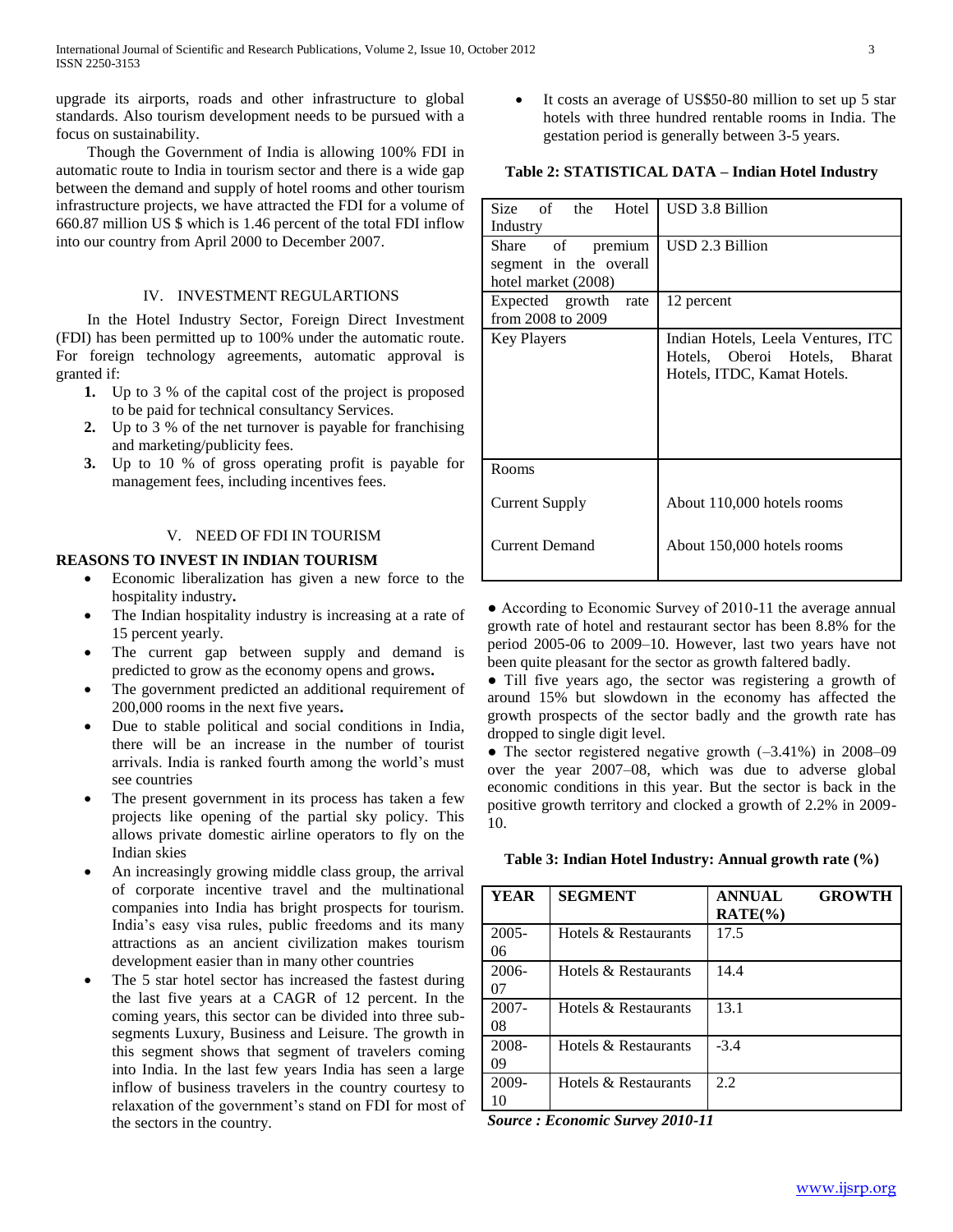upgrade its airports, roads and other infrastructure to global standards. Also tourism development needs to be pursued with a focus on sustainability.

Though the Government of India is allowing 100% FDI in automatic route to India in tourism sector and there is a wide gap between the demand and supply of hotel rooms and other tourism infrastructure projects, we have attracted the FDI for a volume of 660.87 million US $ which is 1.46 percent of the total FDI inflow into our country from April 2000 to December 2007.

## IV. INVESTMENT REGULARTIONS

In the Hotel Industry Sector, Foreign Direct Investment (FDI) has been permitted up to 100% under the automatic route. For foreign technology agreements, automatic approval is granted if:

1. Up to 3 % of the capital cost of the project is proposed to be paid for technical consultancy Services.
2. Up to 3 % of the net turnover is payable for franchising and marketing/publicity fees.
3. Up to 10 % of gross operating profit is payable for management fees, including incentives fees.

## V. NEED OF FDI IN TOURISM

**REASONS TO INVEST IN INDIAN TOURISM**

- Economic liberalization has given a new force to the hospitality industry**.**
- The Indian hospitality industry is increasing at a rate of 15 percent yearly.
- The current gap between supply and demand is predicted to grow as the economy opens and grows**.**
- The government predicted an additional requirement of 200,000 rooms in the next five years**.**
- Due to stable political and social conditions in India, there will be an increase in the number of tourist arrivals. India is ranked fourth among the world's must see countries
- The present government in its process has taken a few projects like opening of the partial sky policy. This allows private domestic airline operators to fly on the Indian skies
- An increasingly growing middle class group, the arrival of corporate incentive travel and the multinational companies into India has bright prospects for tourism. India's easy visa rules, public freedoms and its many attractions as an ancient civilization makes tourism development easier than in many other countries
- The 5 star hotel sector has increased the fastest during the last five years at a CAGR of 12 percent. In the coming years, this sector can be divided into three sub-segments Luxury, Business and Leisure. The growth in this segment shows that segment of travelers coming into India. In the last few years India has seen a large inflow of business travelers in the country courtesy to relaxation of the government's stand on FDI for most of the sectors in the country.
- It costs an average of US$50-80 million to set up 5 star hotels with three hundred rentable rooms in India. The gestation period is generally between 3-5 years.

**Table 2: STATISTICAL DATA – Indian Hotel Industry**

| | |
|---|---|
| Size of the Hotel Industry | USD 3.8 Billion |
| Share of premium segment in the overall hotel market (2008) | USD 2.3 Billion |
| Expected growth rate from 2008 to 2009 | 12 percent |
| Key Players | Indian Hotels, Leela Ventures, ITC Hotels, Oberoi Hotels, Bharat Hotels, ITDC, Kamat Hotels. |
| Rooms | |
| Current Supply | About 110,000 hotels rooms |
| Current Demand | About 150,000 hotels rooms |

- According to Economic Survey of 2010-11 the average annual growth rate of hotel and restaurant sector has been 8.8% for the period 2005-06 to 2009–10. However, last two years have not been quite pleasant for the sector as growth faltered badly.
- Till five years ago, the sector was registering a growth of around 15% but slowdown in the economy has affected the growth prospects of the sector badly and the growth rate has dropped to single digit level.
- The sector registered negative growth (–3.41%) in 2008–09 over the year 2007–08, which was due to adverse global economic conditions in this year. But the sector is back in the positive growth territory and clocked a growth of 2.2% in 2009-10.

**Table 3: Indian Hotel Industry: Annual growth rate (%)**

| YEAR | SEGMENT | ANNUAL GROWTH RATE(%) |
|---|---|---|
| 2005-06 | Hotels & Restaurants | 17.5 |
| 2006-07 | Hotels & Restaurants | 14.4 |
| 2007-08 | Hotels & Restaurants | 13.1 |
| 2008-09 | Hotels & Restaurants | -3.4 |
| 2009-10 | Hotels & Restaurants | 2.2 |

***Source : Economic Survey 2010-11***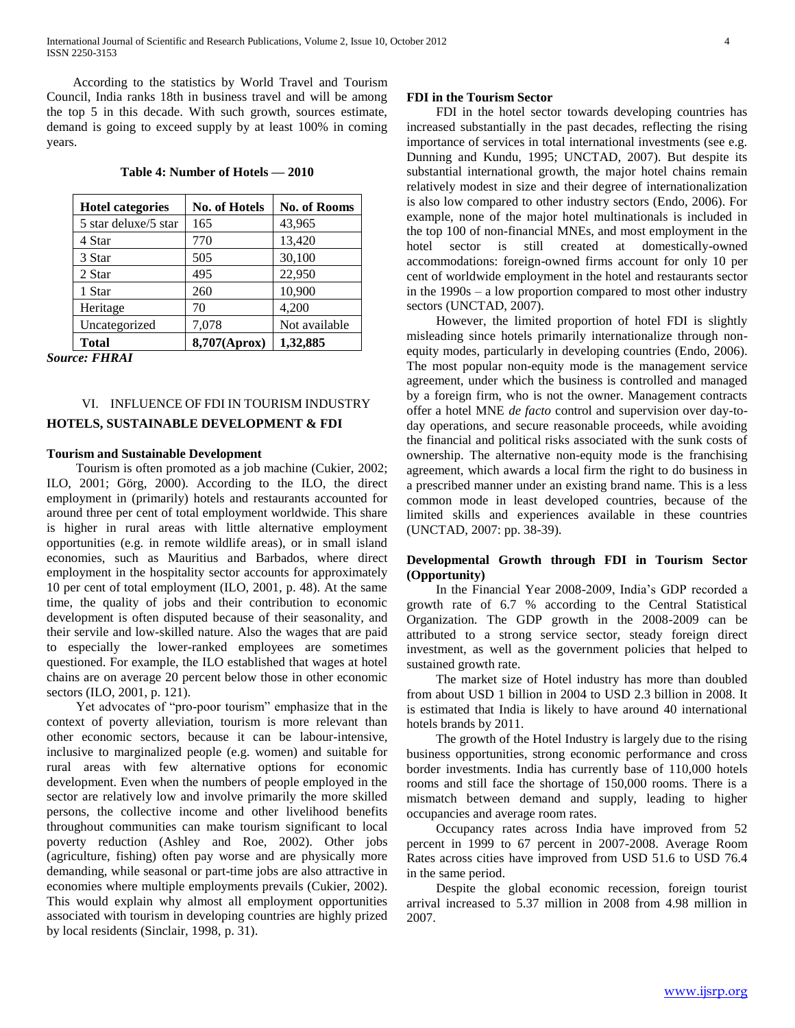According to the statistics by World Travel and Tourism Council, India ranks 18th in business travel and will be among the top 5 in this decade. With such growth, sources estimate, demand is going to exceed supply by at least 100% in coming years.

**Table 4: Number of Hotels — 2010**

| Hotel categories | No. of Hotels | No. of Rooms |
|---|---|---|
| 5 star deluxe/5 star | 165 | 43,965 |
| 4 Star | 770 | 13,420 |
| 3 Star | 505 | 30,100 |
| 2 Star | 495 | 22,950 |
| 1 Star | 260 | 10,900 |
| Heritage | 70 | 4,200 |
| Uncategorized | 7,078 | Not available |
| **Total** | **8,707(Aprox)** | **1,32,885** |

***Source: FHRAI***

## VI. INFLUENCE OF FDI IN TOURISM INDUSTRY

## HOTELS, SUSTAINABLE DEVELOPMENT & FDI

### Tourism and Sustainable Development

Tourism is often promoted as a job machine (Cukier, 2002; ILO, 2001; Görg, 2000). According to the ILO, the direct employment in (primarily) hotels and restaurants accounted for around three per cent of total employment worldwide. This share is higher in rural areas with little alternative employment opportunities (e.g. in remote wildlife areas), or in small island economies, such as Mauritius and Barbados, where direct employment in the hospitality sector accounts for approximately 10 per cent of total employment (ILO, 2001, p. 48). At the same time, the quality of jobs and their contribution to economic development is often disputed because of their seasonality, and their servile and low-skilled nature. Also the wages that are paid to especially the lower-ranked employees are sometimes questioned. For example, the ILO established that wages at hotel chains are on average 20 percent below those in other economic sectors (ILO, 2001, p. 121).

Yet advocates of "pro-poor tourism" emphasize that in the context of poverty alleviation, tourism is more relevant than other economic sectors, because it can be labour-intensive, inclusive to marginalized people (e.g. women) and suitable for rural areas with few alternative options for economic development. Even when the numbers of people employed in the sector are relatively low and involve primarily the more skilled persons, the collective income and other livelihood benefits throughout communities can make tourism significant to local poverty reduction (Ashley and Roe, 2002). Other jobs (agriculture, fishing) often pay worse and are physically more demanding, while seasonal or part-time jobs are also attractive in economies where multiple employments prevails (Cukier, 2002). This would explain why almost all employment opportunities associated with tourism in developing countries are highly prized by local residents (Sinclair, 1998, p. 31).

### FDI in the Tourism Sector

FDI in the hotel sector towards developing countries has increased substantially in the past decades, reflecting the rising importance of services in total international investments (see e.g. Dunning and Kundu, 1995; UNCTAD, 2007). But despite its substantial international growth, the major hotel chains remain relatively modest in size and their degree of internationalization is also low compared to other industry sectors (Endo, 2006). For example, none of the major hotel multinationals is included in the top 100 of non-financial MNEs, and most employment in the hotel sector is still created at domestically-owned accommodations: foreign-owned firms account for only 10 per cent of worldwide employment in the hotel and restaurants sector in the 1990s – a low proportion compared to most other industry sectors (UNCTAD, 2007).

However, the limited proportion of hotel FDI is slightly misleading since hotels primarily internationalize through non-equity modes, particularly in developing countries (Endo, 2006). The most popular non-equity mode is the management service agreement, under which the business is controlled and managed by a foreign firm, who is not the owner. Management contracts offer a hotel MNE *de facto* control and supervision over day-to-day operations, and secure reasonable proceeds, while avoiding the financial and political risks associated with the sunk costs of ownership. The alternative non-equity mode is the franchising agreement, which awards a local firm the right to do business in a prescribed manner under an existing brand name. This is a less common mode in least developed countries, because of the limited skills and experiences available in these countries (UNCTAD, 2007: pp. 38-39).

### Developmental Growth through FDI in Tourism Sector (Opportunity)

In the Financial Year 2008-2009, India's GDP recorded a growth rate of 6.7 % according to the Central Statistical Organization. The GDP growth in the 2008-2009 can be attributed to a strong service sector, steady foreign direct investment, as well as the government policies that helped to sustained growth rate.

The market size of Hotel industry has more than doubled from about USD 1 billion in 2004 to USD 2.3 billion in 2008. It is estimated that India is likely to have around 40 international hotels brands by 2011.

The growth of the Hotel Industry is largely due to the rising business opportunities, strong economic performance and cross border investments. India has currently base of 110,000 hotels rooms and still face the shortage of 150,000 rooms. There is a mismatch between demand and supply, leading to higher occupancies and average room rates.

Occupancy rates across India have improved from 52 percent in 1999 to 67 percent in 2007-2008. Average Room Rates across cities have improved from USD 51.6 to USD 76.4 in the same period.

Despite the global economic recession, foreign tourist arrival increased to 5.37 million in 2008 from 4.98 million in 2007.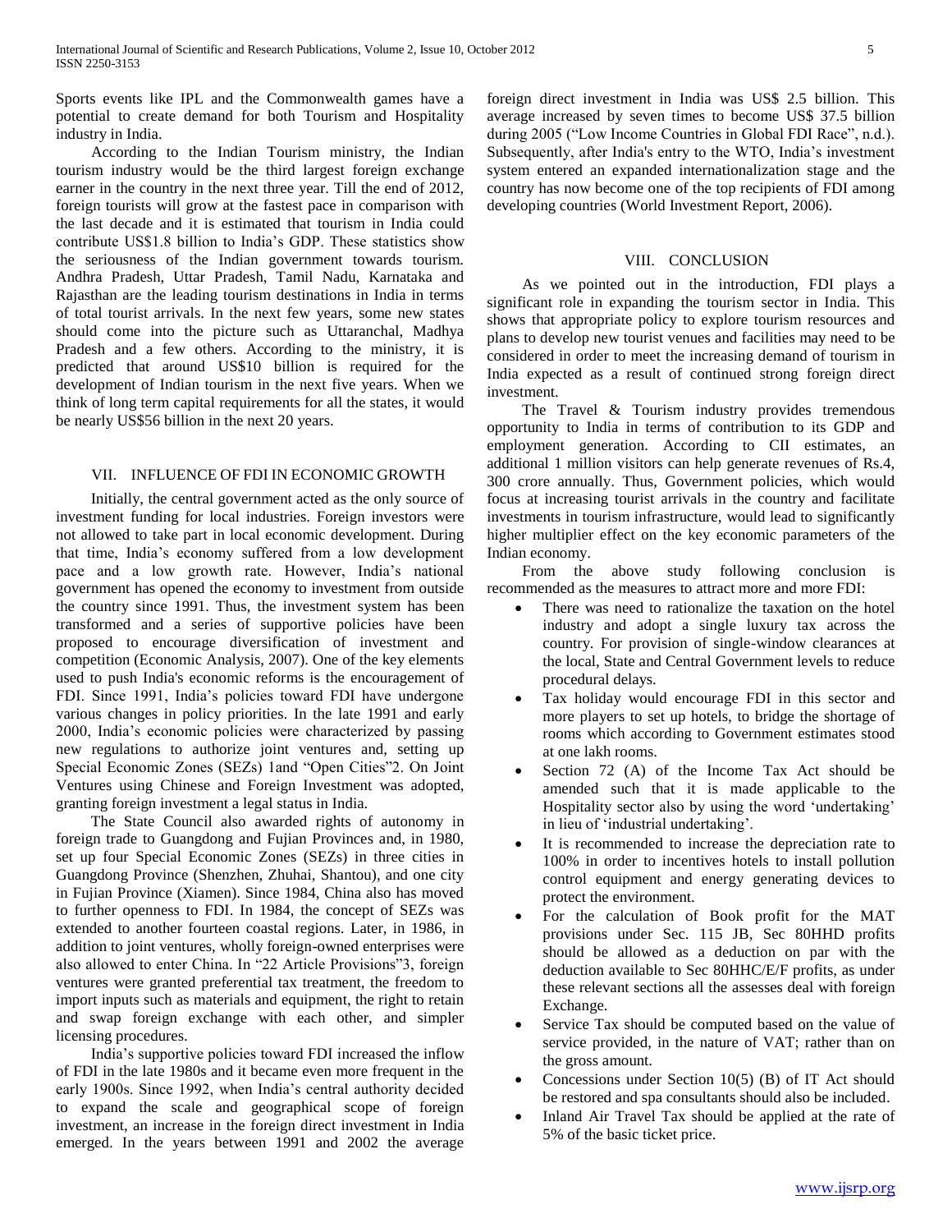Sports events like IPL and the Commonwealth games have a potential to create demand for both Tourism and Hospitality industry in India.

According to the Indian Tourism ministry, the Indian tourism industry would be the third largest foreign exchange earner in the country in the next three year. Till the end of 2012, foreign tourists will grow at the fastest pace in comparison with the last decade and it is estimated that tourism in India could contribute US$1.8 billion to India's GDP. These statistics show the seriousness of the Indian government towards tourism. Andhra Pradesh, Uttar Pradesh, Tamil Nadu, Karnataka and Rajasthan are the leading tourism destinations in India in terms of total tourist arrivals. In the next few years, some new states should come into the picture such as Uttaranchal, Madhya Pradesh and a few others. According to the ministry, it is predicted that around US$10 billion is required for the development of Indian tourism in the next five years. When we think of long term capital requirements for all the states, it would be nearly US$56 billion in the next 20 years.

## VII. INFLUENCE OF FDI IN ECONOMIC GROWTH

Initially, the central government acted as the only source of investment funding for local industries. Foreign investors were not allowed to take part in local economic development. During that time, India's economy suffered from a low development pace and a low growth rate. However, India's national government has opened the economy to investment from outside the country since 1991. Thus, the investment system has been transformed and a series of supportive policies have been proposed to encourage diversification of investment and competition (Economic Analysis, 2007). One of the key elements used to push India's economic reforms is the encouragement of FDI. Since 1991, India's policies toward FDI have undergone various changes in policy priorities. In the late 1991 and early 2000, India's economic policies were characterized by passing new regulations to authorize joint ventures and, setting up Special Economic Zones (SEZs) 1and "Open Cities"2. On Joint Ventures using Chinese and Foreign Investment was adopted, granting foreign investment a legal status in India.

The State Council also awarded rights of autonomy in foreign trade to Guangdong and Fujian Provinces and, in 1980, set up four Special Economic Zones (SEZs) in three cities in Guangdong Province (Shenzhen, Zhuhai, Shantou), and one city in Fujian Province (Xiamen). Since 1984, China also has moved to further openness to FDI. In 1984, the concept of SEZs was extended to another fourteen coastal regions. Later, in 1986, in addition to joint ventures, wholly foreign-owned enterprises were also allowed to enter China. In "22 Article Provisions"3, foreign ventures were granted preferential tax treatment, the freedom to import inputs such as materials and equipment, the right to retain and swap foreign exchange with each other, and simpler licensing procedures.

India's supportive policies toward FDI increased the inflow of FDI in the late 1980s and it became even more frequent in the early 1900s. Since 1992, when India's central authority decided to expand the scale and geographical scope of foreign investment, an increase in the foreign direct investment in India emerged. In the years between 1991 and 2002 the average foreign direct investment in India was US$ 2.5 billion. This average increased by seven times to become US$ 37.5 billion during 2005 ("Low Income Countries in Global FDI Race", n.d.). Subsequently, after India's entry to the WTO, India's investment system entered an expanded internationalization stage and the country has now become one of the top recipients of FDI among developing countries (World Investment Report, 2006).

## VIII. CONCLUSION

As we pointed out in the introduction, FDI plays a significant role in expanding the tourism sector in India. This shows that appropriate policy to explore tourism resources and plans to develop new tourist venues and facilities may need to be considered in order to meet the increasing demand of tourism in India expected as a result of continued strong foreign direct investment.

The Travel & Tourism industry provides tremendous opportunity to India in terms of contribution to its GDP and employment generation. According to CII estimates, an additional 1 million visitors can help generate revenues of Rs.4, 300 crore annually. Thus, Government policies, which would focus at increasing tourist arrivals in the country and facilitate investments in tourism infrastructure, would lead to significantly higher multiplier effect on the key economic parameters of the Indian economy.

From the above study following conclusion is recommended as the measures to attract more and more FDI:

- There was need to rationalize the taxation on the hotel industry and adopt a single luxury tax across the country. For provision of single-window clearances at the local, State and Central Government levels to reduce procedural delays.
- Tax holiday would encourage FDI in this sector and more players to set up hotels, to bridge the shortage of rooms which according to Government estimates stood at one lakh rooms.
- Section 72 (A) of the Income Tax Act should be amended such that it is made applicable to the Hospitality sector also by using the word 'undertaking' in lieu of 'industrial undertaking'.
- It is recommended to increase the depreciation rate to 100% in order to incentives hotels to install pollution control equipment and energy generating devices to protect the environment.
- For the calculation of Book profit for the MAT provisions under Sec. 115 JB, Sec 80HHD profits should be allowed as a deduction on par with the deduction available to Sec 80HHC/E/F profits, as under these relevant sections all the assesses deal with foreign Exchange.
- Service Tax should be computed based on the value of service provided, in the nature of VAT; rather than on the gross amount.
- Concessions under Section 10(5) (B) of IT Act should be restored and spa consultants should also be included.
- Inland Air Travel Tax should be applied at the rate of 5% of the basic ticket price.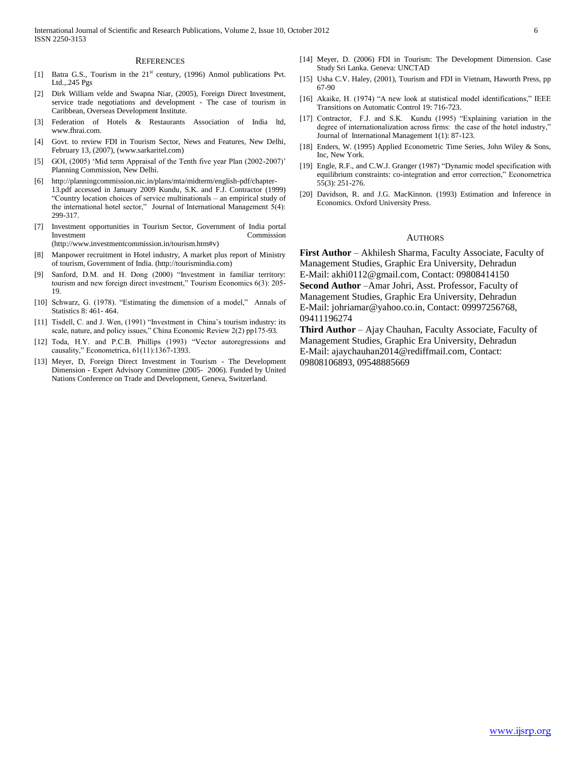## REFERENCES

[1] Batra G.S., Tourism in the 21st century, (1996) Anmol publications Pvt. Ltd.,.245 Pgs

[2] Dirk William velde and Swapna Niar, (2005), Foreign Direct Investment, service trade negotiations and development - The case of tourism in Caribbean, Overseas Development Institute.

[3] Federation of Hotels & Restaurants Association of India ltd, www.fhrai.com.

[4] Govt. to review FDI in Tourism Sector, News and Features, New Delhi, February 13, (2007), (www.sarkaritel.com)

[5] GOI, (2005) 'Mid term Appraisal of the Tenth five year Plan (2002-2007)' Planning Commission, New Delhi.

[6] http://planningcommission.nic.in/plans/mta/midterm/english-pdf/chapter-13.pdf accessed in January 2009 Kundu, S.K. and F.J. Contractor (1999) "Country location choices of service multinationals – an empirical study of the international hotel sector," Journal of International Management 5(4): 299-317.

[7] Investment opportunities in Tourism Sector, Government of India portal Investment Commission (http://www.investmentcommission.in/tourism.htm#v)

[8] Manpower recruitment in Hotel industry, A market plus report of Ministry of tourism, Government of India. (http://tourismindia.com)

[9] Sanford, D.M. and H. Dong (2000) "Investment in familiar territory: tourism and new foreign direct investment," Tourism Economics 6(3): 205-19.

[10] Schwarz, G. (1978). "Estimating the dimension of a model," Annals of Statistics 8: 461- 464.

[11] Tisdell, C. and J. Wen, (1991) "Investment in China's tourism industry: its scale, nature, and policy issues," China Economic Review 2(2) pp175-93.

[12] Toda, H.Y. and P.C.B. Phillips (1993) "Vector autoregressions and causality," Econometrica, 61(11):1367-1393.

[13] Meyer, D, Foreign Direct Investment in Tourism - The Development Dimension - Expert Advisory Committee (2005- 2006). Funded by United Nations Conference on Trade and Development, Geneva, Switzerland.

[14] Meyer, D. (2006) FDI in Tourism: The Development Dimension. Case Study Sri Lanka. Geneva: UNCTAD

[15] Usha C.V. Haley, (2001), Tourism and FDI in Vietnam, Haworth Press, pp 67-90

[16] Akaike, H. (1974) "A new look at statistical model identifications," IEEE Transitions on Automatic Control 19: 716-723.

[17] Contractor, F.J. and S.K. Kundu (1995) "Explaining variation in the degree of internationalization across firms: the case of the hotel industry," Journal of International Management 1(1): 87-123.

[18] Enders, W. (1995) Applied Econometric Time Series, John Wiley & Sons, Inc, New York.

[19] Engle, R.F., and C.W.J. Granger (1987) "Dynamic model specification with equilibrium constraints: co-integration and error correction," Econometrica 55(3): 251-276.

[20] Davidson, R. and J.G. MacKinnon. (1993) Estimation and Inference in Economics. Oxford University Press.

## AUTHORS

**First Author** – Akhilesh Sharma, Faculty Associate, Faculty of Management Studies, Graphic Era University, Dehradun
E-Mail: akhi0112@gmail.com, Contact: 09808414150

**Second Author** –Amar Johri, Asst. Professor, Faculty of Management Studies, Graphic Era University, Dehradun
E-Mail: johriamar@yahoo.co.in, Contact: 09997256768, 09411196274

**Third Author** – Ajay Chauhan, Faculty Associate, Faculty of Management Studies, Graphic Era University, Dehradun
E-Mail: ajaychauhan2014@rediffmail.com, Contact: 09808106893, 09548885669